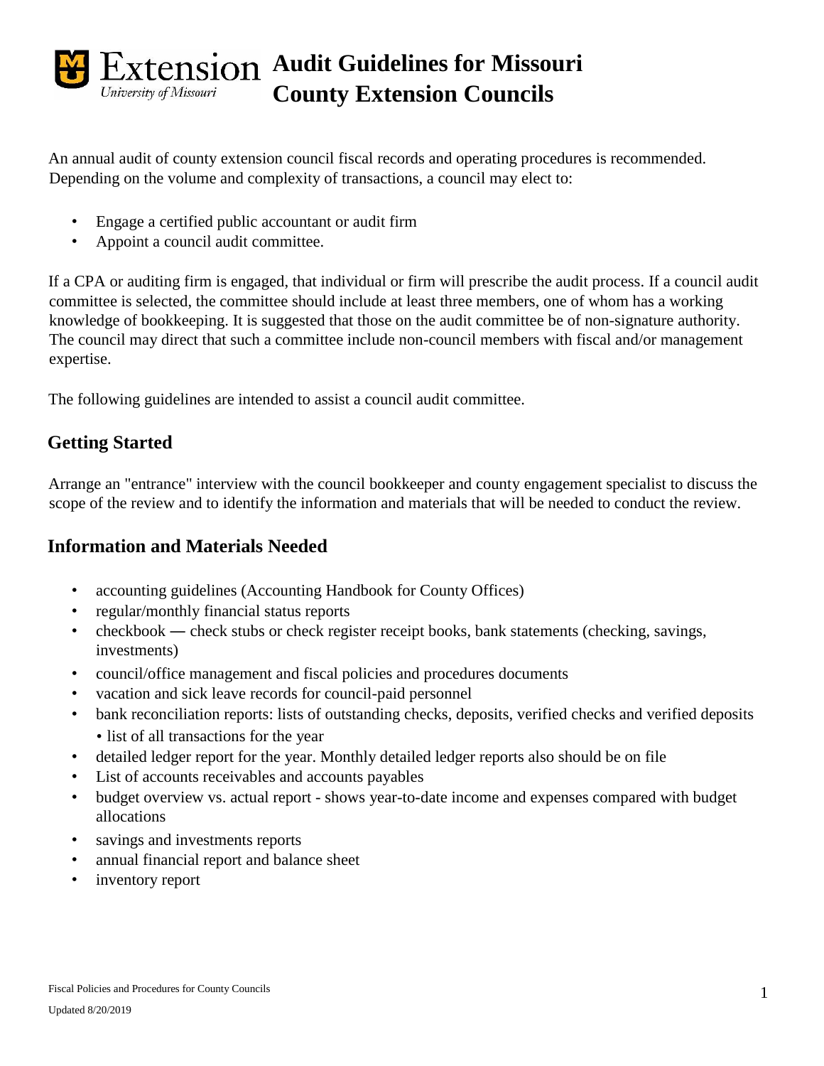# Audit Guidelines for Missouri County Extension Councils

An annual audit of county extension council fiscal records and operating procedures is recommended. Depending on the volume and complexity of transactions, a council may elect to:

- Engage a certified public accountant or audit firm
- Appoint a council audit committee.

If a CPA or auditing firm is engaged, that individual or firm will prescribe the audit process. If a council audit committee is selected, the committee should include at least three members, one of whom has a working knowledge of bookkeeping. It is suggested that those on the audit committee be of non-signature authority. The council may direct that such a committee include non-council members with fiscal and/or management expertise.

The following guidelines are intended to assist a council audit committee.

## Getting Started

Arrange an "entrance" interview with the council bookkeeper and county engagement specialist to discuss the scope of the review and to identify the information and materials that will be needed to conduct the review.

## Information and Materials Needed

- accounting guidelines (Accounting Handbook for County Offices)
- regular/monthly financial status reports
- checkbook — check stubs or check register receipt books, bank statements (checking, savings, investments)
- council/office management and fiscal policies and procedures documents
- vacation and sick leave records for council-paid personnel
- bank reconciliation reports: lists of outstanding checks, deposits, verified checks and verified deposits
  - list of all transactions for the year
- detailed ledger report for the year. Monthly detailed ledger reports also should be on file
- List of accounts receivables and accounts payables
- budget overview vs. actual report - shows year-to-date income and expenses compared with budget allocations
- savings and investments reports
- annual financial report and balance sheet
- inventory report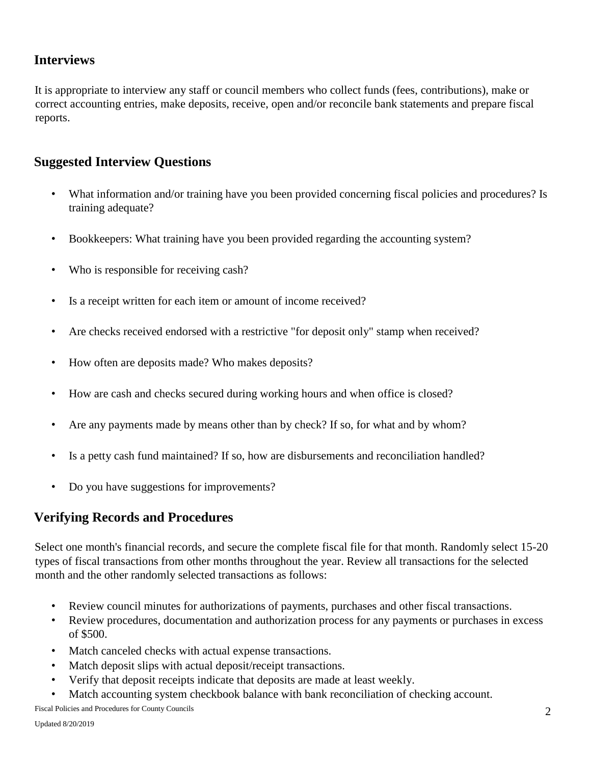## Interviews

It is appropriate to interview any staff or council members who collect funds (fees, contributions), make or correct accounting entries, make deposits, receive, open and/or reconcile bank statements and prepare fiscal reports.

## Suggested Interview Questions

- What information and/or training have you been provided concerning fiscal policies and procedures? Is training adequate?
- Bookkeepers: What training have you been provided regarding the accounting system?
- Who is responsible for receiving cash?
- Is a receipt written for each item or amount of income received?
- Are checks received endorsed with a restrictive "for deposit only" stamp when received?
- How often are deposits made? Who makes deposits?
- How are cash and checks secured during working hours and when office is closed?
- Are any payments made by means other than by check? If so, for what and by whom?
- Is a petty cash fund maintained? If so, how are disbursements and reconciliation handled?
- Do you have suggestions for improvements?

## Verifying Records and Procedures

Select one month's financial records, and secure the complete fiscal file for that month. Randomly select 15-20 types of fiscal transactions from other months throughout the year. Review all transactions for the selected month and the other randomly selected transactions as follows:

- Review council minutes for authorizations of payments, purchases and other fiscal transactions.
- Review procedures, documentation and authorization process for any payments or purchases in excess of $500.
- Match canceled checks with actual expense transactions.
- Match deposit slips with actual deposit/receipt transactions.
- Verify that deposit receipts indicate that deposits are made at least weekly.
- Match accounting system checkbook balance with bank reconciliation of checking account.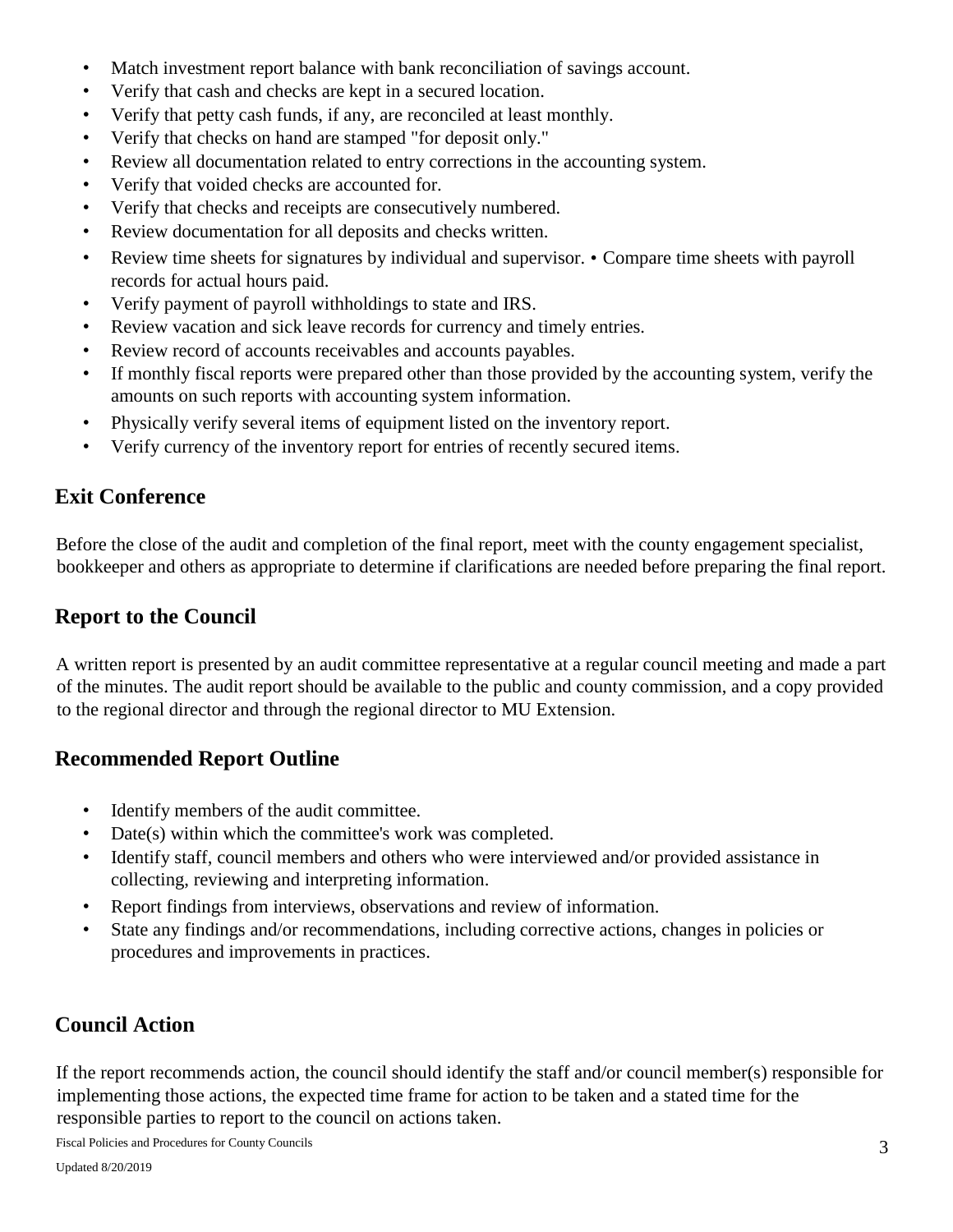- Match investment report balance with bank reconciliation of savings account.
- Verify that cash and checks are kept in a secured location.
- Verify that petty cash funds, if any, are reconciled at least monthly.
- Verify that checks on hand are stamped "for deposit only."
- Review all documentation related to entry corrections in the accounting system.
- Verify that voided checks are accounted for.
- Verify that checks and receipts are consecutively numbered.
- Review documentation for all deposits and checks written.
- Review time sheets for signatures by individual and supervisor. • Compare time sheets with payroll records for actual hours paid.
- Verify payment of payroll withholdings to state and IRS.
- Review vacation and sick leave records for currency and timely entries.
- Review record of accounts receivables and accounts payables.
- If monthly fiscal reports were prepared other than those provided by the accounting system, verify the amounts on such reports with accounting system information.
- Physically verify several items of equipment listed on the inventory report.
- Verify currency of the inventory report for entries of recently secured items.

## Exit Conference

Before the close of the audit and completion of the final report, meet with the county engagement specialist, bookkeeper and others as appropriate to determine if clarifications are needed before preparing the final report.

## Report to the Council

A written report is presented by an audit committee representative at a regular council meeting and made a part of the minutes. The audit report should be available to the public and county commission, and a copy provided to the regional director and through the regional director to MU Extension.

## Recommended Report Outline

- Identify members of the audit committee.
- Date(s) within which the committee's work was completed.
- Identify staff, council members and others who were interviewed and/or provided assistance in collecting, reviewing and interpreting information.
- Report findings from interviews, observations and review of information.
- State any findings and/or recommendations, including corrective actions, changes in policies or procedures and improvements in practices.

## Council Action

If the report recommends action, the council should identify the staff and/or council member(s) responsible for implementing those actions, the expected time frame for action to be taken and a stated time for the responsible parties to report to the council on actions taken.